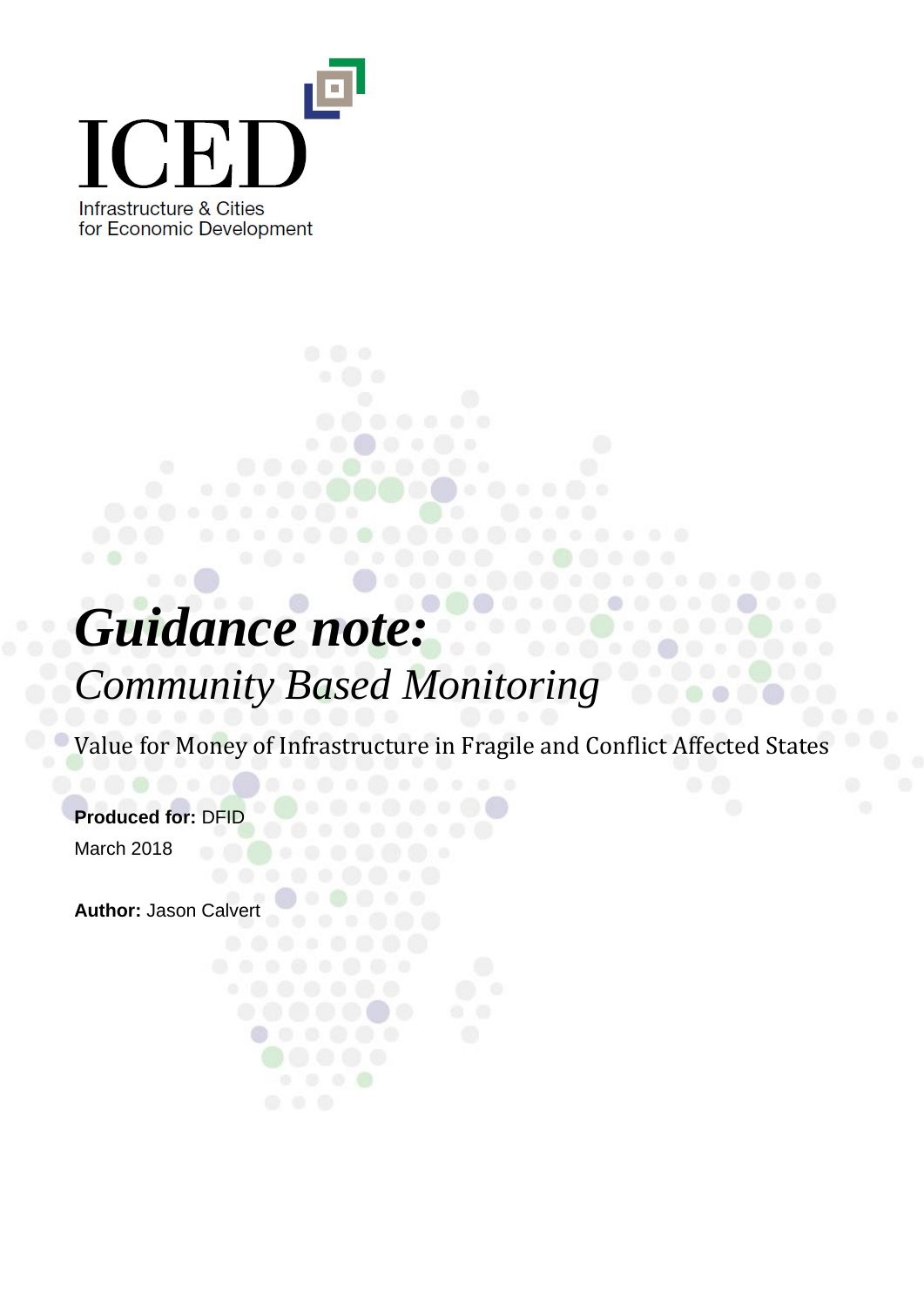ICED

Infrastructure & Cities for Economic Development

# *Guidance note:*

## *Community Based Monitoring*

Value for Money of Infrastructure in Fragile and Conflict Affected States

**Produced for:** DFID

March 2018

**Author:** Jason Calvert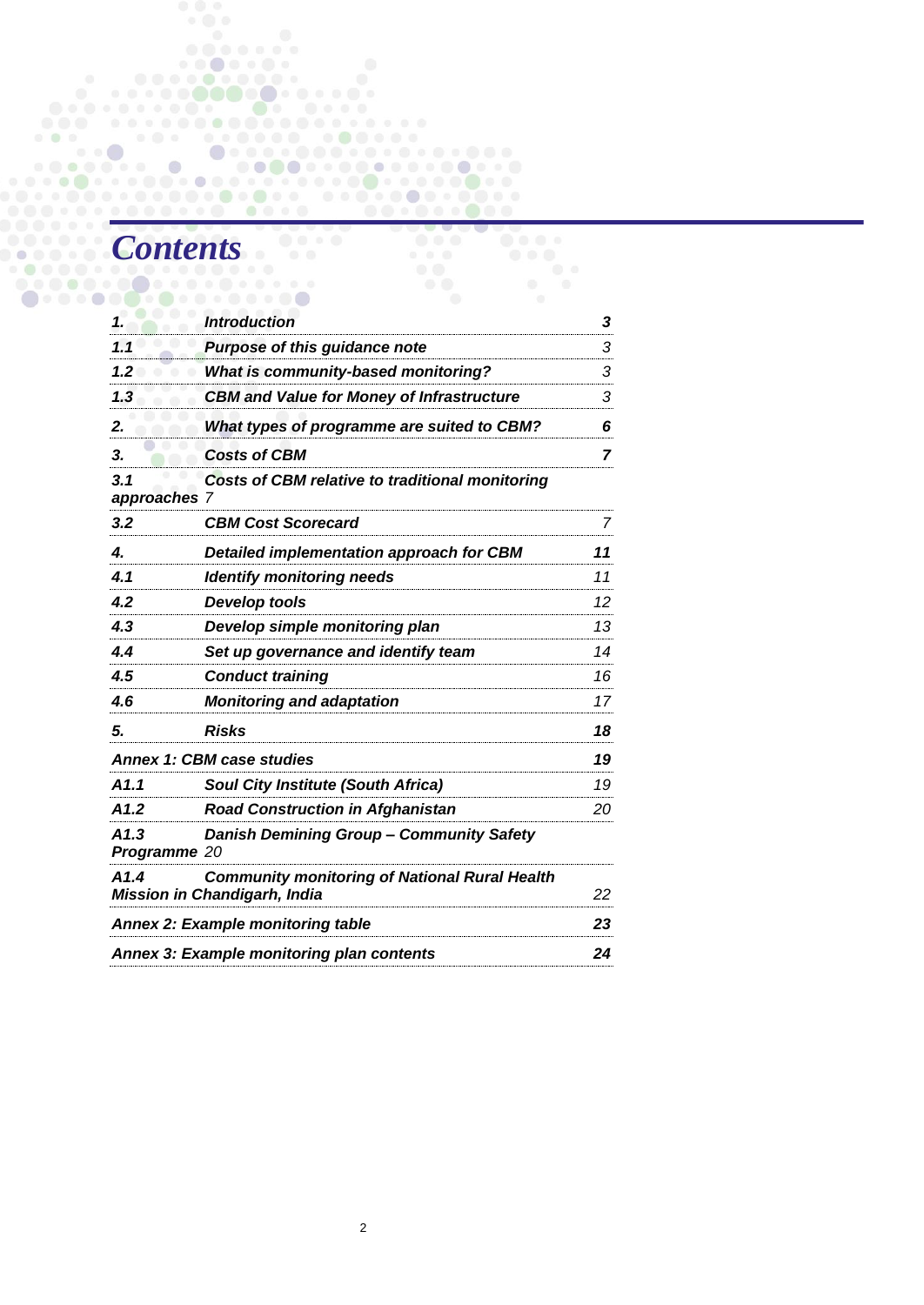# *Contents*

| | | |
|---|---|---|
| ***1.*** | ***Introduction*** | ***3*** |
| ***1.1*** | ***Purpose of this guidance note*** | *3* |
| ***1.2*** | ***What is community-based monitoring?*** | *3* |
| ***1.3*** | ***CBM and Value for Money of Infrastructure*** | *3* |
| ***2.*** | ***What types of programme are suited to CBM?*** | ***6*** |
| ***3.*** | ***Costs of CBM*** | ***7*** |
| ***3.1*** | ***Costs of CBM relative to traditional monitoring approaches*** | *7* |
| ***3.2*** | ***CBM Cost Scorecard*** | *7* |
| ***4.*** | ***Detailed implementation approach for CBM*** | ***11*** |
| ***4.1*** | ***Identify monitoring needs*** | *11* |
| ***4.2*** | ***Develop tools*** | *12* |
| ***4.3*** | ***Develop simple monitoring plan*** | *13* |
| ***4.4*** | ***Set up governance and identify team*** | *14* |
| ***4.5*** | ***Conduct training*** | *16* |
| ***4.6*** | ***Monitoring and adaptation*** | *17* |
| ***5.*** | ***Risks*** | ***18*** |
| ***Annex 1: CBM case studies*** | | ***19*** |
| ***A1.1*** | ***Soul City Institute (South Africa)*** | *19* |
| ***A1.2*** | ***Road Construction in Afghanistan*** | *20* |
| ***A1.3*** | ***Danish Demining Group – Community Safety Programme*** | *20* |
| ***A1.4*** | ***Community monitoring of National Rural Health Mission in Chandigarh, India*** | *22* |
| ***Annex 2: Example monitoring table*** | | ***23*** |
| ***Annex 3: Example monitoring plan contents*** | | ***24*** |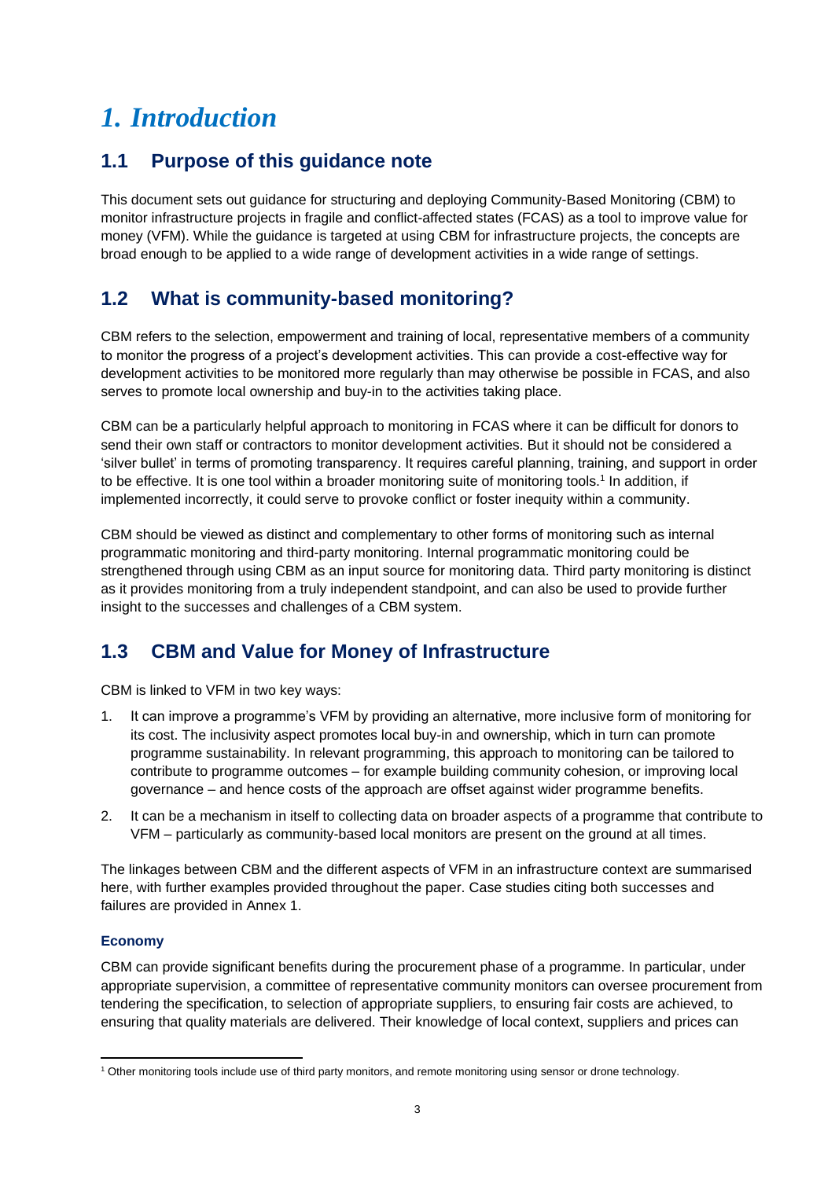# *1. Introduction*

## 1.1 Purpose of this guidance note

This document sets out guidance for structuring and deploying Community-Based Monitoring (CBM) to monitor infrastructure projects in fragile and conflict-affected states (FCAS) as a tool to improve value for money (VFM). While the guidance is targeted at using CBM for infrastructure projects, the concepts are broad enough to be applied to a wide range of development activities in a wide range of settings.

## 1.2 What is community-based monitoring?

CBM refers to the selection, empowerment and training of local, representative members of a community to monitor the progress of a project's development activities. This can provide a cost-effective way for development activities to be monitored more regularly than may otherwise be possible in FCAS, and also serves to promote local ownership and buy-in to the activities taking place.

CBM can be a particularly helpful approach to monitoring in FCAS where it can be difficult for donors to send their own staff or contractors to monitor development activities. But it should not be considered a 'silver bullet' in terms of promoting transparency. It requires careful planning, training, and support in order to be effective. It is one tool within a broader monitoring suite of monitoring tools.[1] In addition, if implemented incorrectly, it could serve to provoke conflict or foster inequity within a community.

CBM should be viewed as distinct and complementary to other forms of monitoring such as internal programmatic monitoring and third-party monitoring. Internal programmatic monitoring could be strengthened through using CBM as an input source for monitoring data. Third party monitoring is distinct as it provides monitoring from a truly independent standpoint, and can also be used to provide further insight to the successes and challenges of a CBM system.

## 1.3 CBM and Value for Money of Infrastructure

CBM is linked to VFM in two key ways:

1. It can improve a programme's VFM by providing an alternative, more inclusive form of monitoring for its cost. The inclusivity aspect promotes local buy-in and ownership, which in turn can promote programme sustainability. In relevant programming, this approach to monitoring can be tailored to contribute to programme outcomes – for example building community cohesion, or improving local governance – and hence costs of the approach are offset against wider programme benefits.
2. It can be a mechanism in itself to collecting data on broader aspects of a programme that contribute to VFM – particularly as community-based local monitors are present on the ground at all times.

The linkages between CBM and the different aspects of VFM in an infrastructure context are summarised here, with further examples provided throughout the paper. Case studies citing both successes and failures are provided in Annex 1.

#### Economy

CBM can provide significant benefits during the procurement phase of a programme. In particular, under appropriate supervision, a committee of representative community monitors can oversee procurement from tendering the specification, to selection of appropriate suppliers, to ensuring fair costs are achieved, to ensuring that quality materials are delivered. Their knowledge of local context, suppliers and prices can

[1] Other monitoring tools include use of third party monitors, and remote monitoring using sensor or drone technology.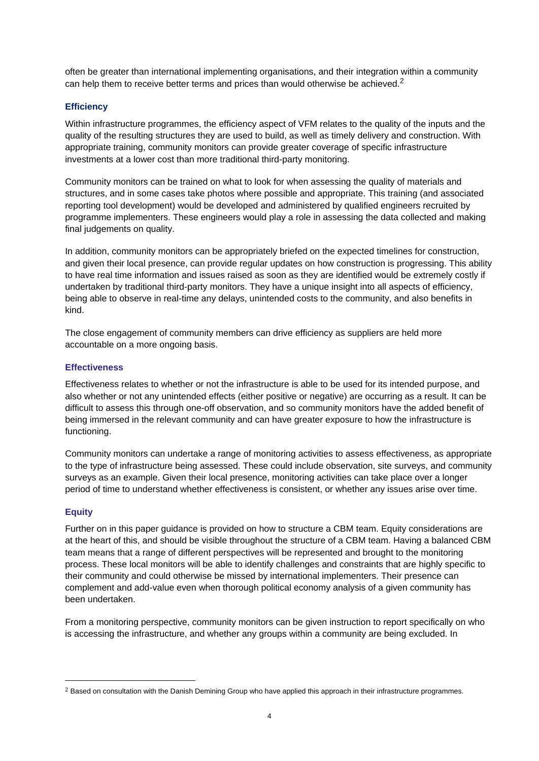often be greater than international implementing organisations, and their integration within a community can help them to receive better terms and prices than would otherwise be achieved.[2]

### Efficiency

Within infrastructure programmes, the efficiency aspect of VFM relates to the quality of the inputs and the quality of the resulting structures they are used to build, as well as timely delivery and construction. With appropriate training, community monitors can provide greater coverage of specific infrastructure investments at a lower cost than more traditional third-party monitoring.

Community monitors can be trained on what to look for when assessing the quality of materials and structures, and in some cases take photos where possible and appropriate. This training (and associated reporting tool development) would be developed and administered by qualified engineers recruited by programme implementers. These engineers would play a role in assessing the data collected and making final judgements on quality.

In addition, community monitors can be appropriately briefed on the expected timelines for construction, and given their local presence, can provide regular updates on how construction is progressing. This ability to have real time information and issues raised as soon as they are identified would be extremely costly if undertaken by traditional third-party monitors. They have a unique insight into all aspects of efficiency, being able to observe in real-time any delays, unintended costs to the community, and also benefits in kind.

The close engagement of community members can drive efficiency as suppliers are held more accountable on a more ongoing basis.

### Effectiveness

Effectiveness relates to whether or not the infrastructure is able to be used for its intended purpose, and also whether or not any unintended effects (either positive or negative) are occurring as a result. It can be difficult to assess this through one-off observation, and so community monitors have the added benefit of being immersed in the relevant community and can have greater exposure to how the infrastructure is functioning.

Community monitors can undertake a range of monitoring activities to assess effectiveness, as appropriate to the type of infrastructure being assessed. These could include observation, site surveys, and community surveys as an example. Given their local presence, monitoring activities can take place over a longer period of time to understand whether effectiveness is consistent, or whether any issues arise over time.

### Equity

Further on in this paper guidance is provided on how to structure a CBM team. Equity considerations are at the heart of this, and should be visible throughout the structure of a CBM team. Having a balanced CBM team means that a range of different perspectives will be represented and brought to the monitoring process. These local monitors will be able to identify challenges and constraints that are highly specific to their community and could otherwise be missed by international implementers. Their presence can complement and add-value even when thorough political economy analysis of a given community has been undertaken.

From a monitoring perspective, community monitors can be given instruction to report specifically on who is accessing the infrastructure, and whether any groups within a community are being excluded. In

[2] Based on consultation with the Danish Demining Group who have applied this approach in their infrastructure programmes.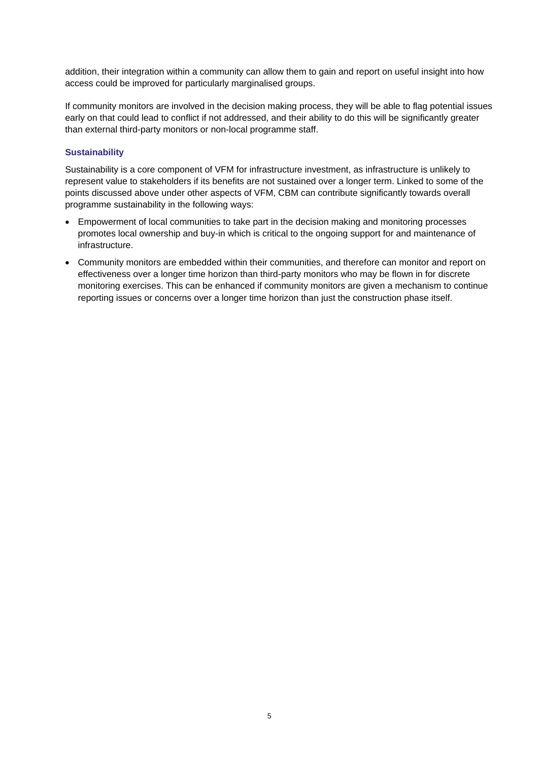addition, their integration within a community can allow them to gain and report on useful insight into how access could be improved for particularly marginalised groups.

If community monitors are involved in the decision making process, they will be able to flag potential issues early on that could lead to conflict if not addressed, and their ability to do this will be significantly greater than external third-party monitors or non-local programme staff.

#### Sustainability

Sustainability is a core component of VFM for infrastructure investment, as infrastructure is unlikely to represent value to stakeholders if its benefits are not sustained over a longer term. Linked to some of the points discussed above under other aspects of VFM, CBM can contribute significantly towards overall programme sustainability in the following ways:

- Empowerment of local communities to take part in the decision making and monitoring processes promotes local ownership and buy-in which is critical to the ongoing support for and maintenance of infrastructure.
- Community monitors are embedded within their communities, and therefore can monitor and report on effectiveness over a longer time horizon than third-party monitors who may be flown in for discrete monitoring exercises. This can be enhanced if community monitors are given a mechanism to continue reporting issues or concerns over a longer time horizon than just the construction phase itself.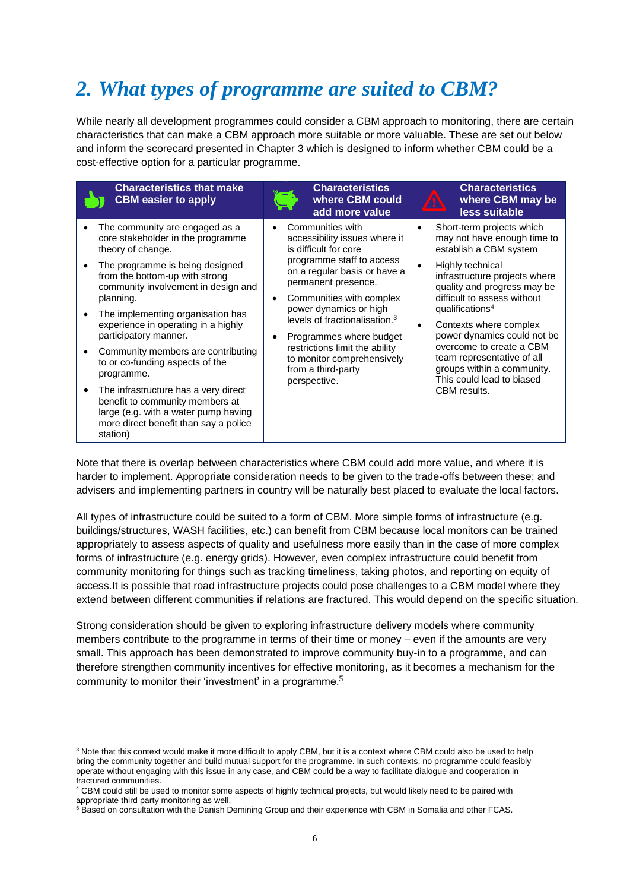## 2. What types of programme are suited to CBM?

While nearly all development programmes could consider a CBM approach to monitoring, there are certain characteristics that can make a CBM approach more suitable or more valuable. These are set out below and inform the scorecard presented in Chapter 3 which is designed to inform whether CBM could be a cost-effective option for a particular programme.

| Characteristics that make CBM easier to apply | Characteristics where CBM could add more value | Characteristics where CBM may be less suitable |
|---|---|---|
| • The community are engaged as a core stakeholder in the programme theory of change.<br>• The programme is being designed from the bottom-up with strong community involvement in design and planning.<br>• The implementing organisation has experience in operating in a highly participatory manner.<br>• Community members are contributing to or co-funding aspects of the programme.<br>• The infrastructure has a very direct benefit to community members at large (e.g. with a water pump having more direct benefit than say a police station) | • Communities with accessibility issues where it is difficult for core programme staff to access on a regular basis or have a permanent presence.<br>• Communities with complex power dynamics or high levels of fractionalisation.[3]<br>• Programmes where budget restrictions limit the ability to monitor comprehensively from a third-party perspective. | • Short-term projects which may not have enough time to establish a CBM system<br>• Highly technical infrastructure projects where quality and progress may be difficult to assess without qualifications[4]<br>• Contexts where complex power dynamics could not be overcome to create a CBM team representative of all groups within a community. This could lead to biased CBM results. |

Note that there is overlap between characteristics where CBM could add more value, and where it is harder to implement. Appropriate consideration needs to be given to the trade-offs between these; and advisers and implementing partners in country will be naturally best placed to evaluate the local factors.

All types of infrastructure could be suited to a form of CBM. More simple forms of infrastructure (e.g. buildings/structures, WASH facilities, etc.) can benefit from CBM because local monitors can be trained appropriately to assess aspects of quality and usefulness more easily than in the case of more complex forms of infrastructure (e.g. energy grids). However, even complex infrastructure could benefit from community monitoring for things such as tracking timeliness, taking photos, and reporting on equity of access.It is possible that road infrastructure projects could pose challenges to a CBM model where they extend between different communities if relations are fractured. This would depend on the specific situation.

Strong consideration should be given to exploring infrastructure delivery models where community members contribute to the programme in terms of their time or money – even if the amounts are very small. This approach has been demonstrated to improve community buy-in to a programme, and can therefore strengthen community incentives for effective monitoring, as it becomes a mechanism for the community to monitor their 'investment' in a programme.[5]

---

[3] Note that this context would make it more difficult to apply CBM, but it is a context where CBM could also be used to help bring the community together and build mutual support for the programme. In such contexts, no programme could feasibly operate without engaging with this issue in any case, and CBM could be a way to facilitate dialogue and cooperation in fractured communities.

[4] CBM could still be used to monitor some aspects of highly technical projects, but would likely need to be paired with appropriate third party monitoring as well.

[5] Based on consultation with the Danish Demining Group and their experience with CBM in Somalia and other FCAS.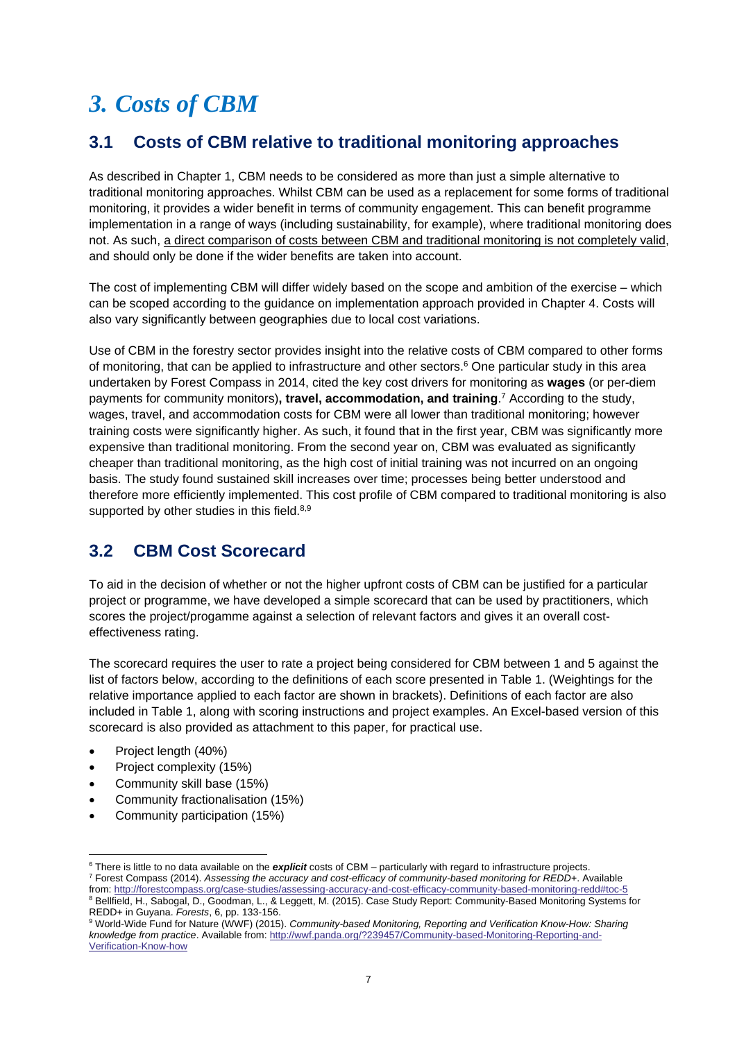# *3. Costs of CBM*

## 3.1 Costs of CBM relative to traditional monitoring approaches

As described in Chapter 1, CBM needs to be considered as more than just a simple alternative to traditional monitoring approaches. Whilst CBM can be used as a replacement for some forms of traditional monitoring, it provides a wider benefit in terms of community engagement. This can benefit programme implementation in a range of ways (including sustainability, for example), where traditional monitoring does not. As such, a direct comparison of costs between CBM and traditional monitoring is not completely valid, and should only be done if the wider benefits are taken into account.

The cost of implementing CBM will differ widely based on the scope and ambition of the exercise – which can be scoped according to the guidance on implementation approach provided in Chapter 4. Costs will also vary significantly between geographies due to local cost variations.

Use of CBM in the forestry sector provides insight into the relative costs of CBM compared to other forms of monitoring, that can be applied to infrastructure and other sectors.[6] One particular study in this area undertaken by Forest Compass in 2014, cited the key cost drivers for monitoring as **wages** (or per-diem payments for community monitors)**, travel, accommodation, and training**.[7] According to the study, wages, travel, and accommodation costs for CBM were all lower than traditional monitoring; however training costs were significantly higher. As such, it found that in the first year, CBM was significantly more expensive than traditional monitoring. From the second year on, CBM was evaluated as significantly cheaper than traditional monitoring, as the high cost of initial training was not incurred on an ongoing basis. The study found sustained skill increases over time; processes being better understood and therefore more efficiently implemented. This cost profile of CBM compared to traditional monitoring is also supported by other studies in this field.[8,9]

## 3.2 CBM Cost Scorecard

To aid in the decision of whether or not the higher upfront costs of CBM can be justified for a particular project or programme, we have developed a simple scorecard that can be used by practitioners, which scores the project/progamme against a selection of relevant factors and gives it an overall cost-effectiveness rating.

The scorecard requires the user to rate a project being considered for CBM between 1 and 5 against the list of factors below, according to the definitions of each score presented in Table 1. (Weightings for the relative importance applied to each factor are shown in brackets). Definitions of each factor are also included in Table 1, along with scoring instructions and project examples. An Excel-based version of this scorecard is also provided as attachment to this paper, for practical use.

- Project length (40%)
- Project complexity (15%)
- Community skill base (15%)
- Community fractionalisation (15%)
- Community participation (15%)

---

[6] There is little to no data available on the ***explicit*** costs of CBM – particularly with regard to infrastructure projects.

[7] Forest Compass (2014). *Assessing the accuracy and cost-efficacy of community-based monitoring for REDD+*. Available from: http://forestcompass.org/case-studies/assessing-accuracy-and-cost-efficacy-community-based-monitoring-redd#toc-5

[8] Bellfield, H., Sabogal, D., Goodman, L., & Leggett, M. (2015). Case Study Report: Community-Based Monitoring Systems for REDD+ in Guyana. *Forests*, 6, pp. 133-156.

[9] World-Wide Fund for Nature (WWF) (2015). *Community-based Monitoring, Reporting and Verification Know-How: Sharing knowledge from practice*. Available from: http://wwf.panda.org/?239457/Community-based-Monitoring-Reporting-and-Verification-Know-how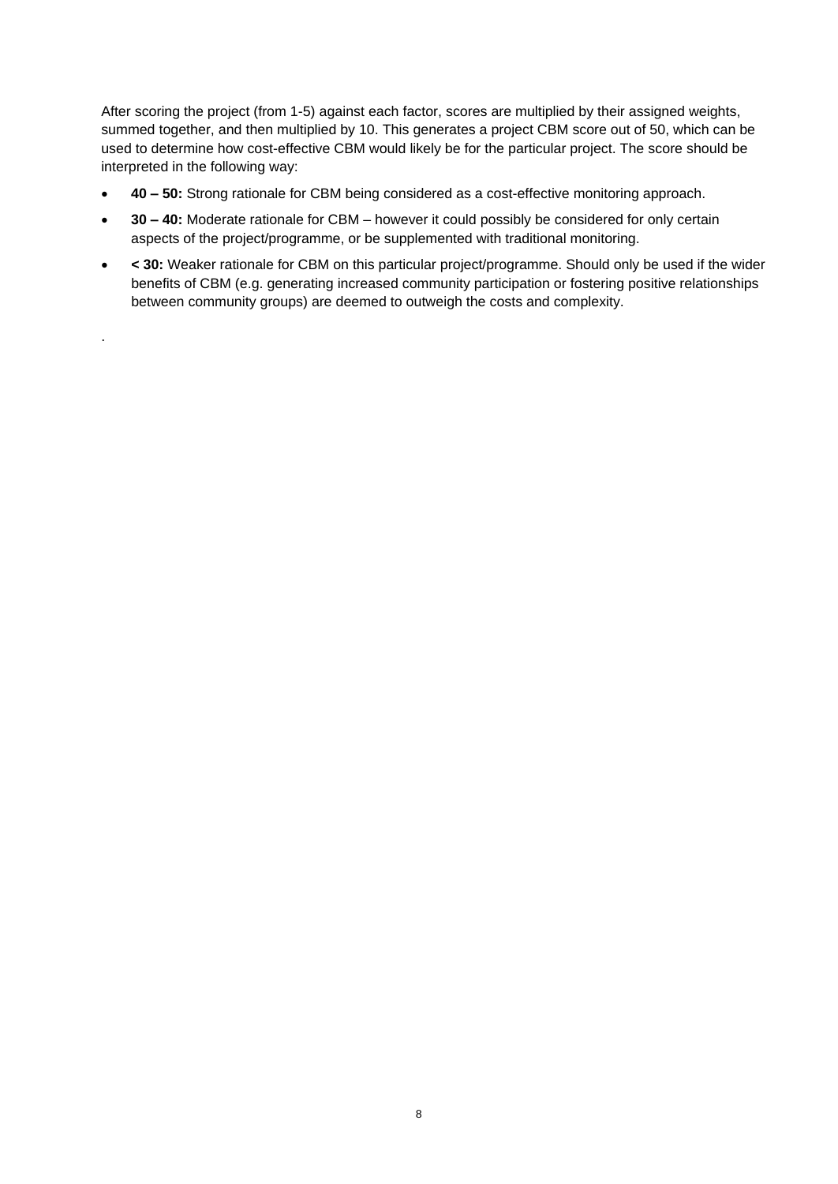After scoring the project (from 1-5) against each factor, scores are multiplied by their assigned weights, summed together, and then multiplied by 10. This generates a project CBM score out of 50, which can be used to determine how cost-effective CBM would likely be for the particular project. The score should be interpreted in the following way:

- **40 – 50:** Strong rationale for CBM being considered as a cost-effective monitoring approach.
- **30 – 40:** Moderate rationale for CBM – however it could possibly be considered for only certain aspects of the project/programme, or be supplemented with traditional monitoring.
- **< 30:** Weaker rationale for CBM on this particular project/programme. Should only be used if the wider benefits of CBM (e.g. generating increased community participation or fostering positive relationships between community groups) are deemed to outweigh the costs and complexity.

.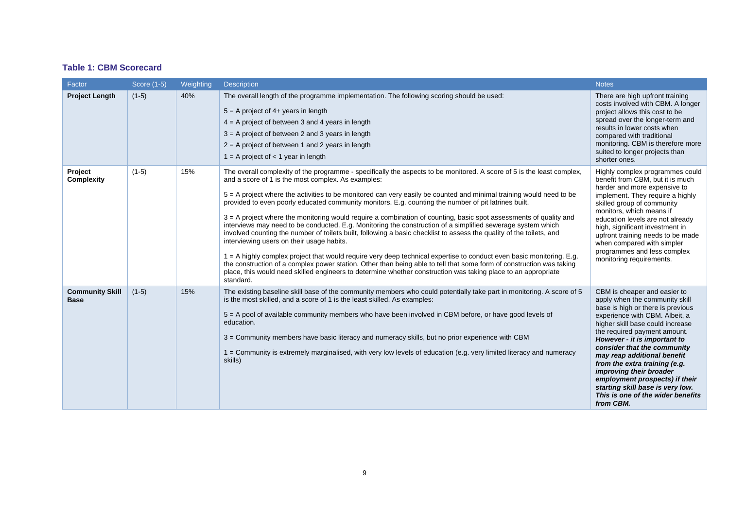### Table 1: CBM Scorecard

| Factor | Score (1-5) | Weighting | Description | Notes |
|---|---|---|---|---|
| **Project Length** | (1-5) | 40% | The overall length of the programme implementation. The following scoring should be used:<br><br>5 = A project of 4+ years in length<br>4 = A project of between 3 and 4 years in length<br>3 = A project of between 2 and 3 years in length<br>2 = A project of between 1 and 2 years in length<br>1 = A project of < 1 year in length | There are high upfront training costs involved with CBM. A longer project allows this cost to be spread over the longer-term and results in lower costs when compared with traditional monitoring. CBM is therefore more suited to longer projects than shorter ones. |
| **Project Complexity** | (1-5) | 15% | The overall complexity of the programme - specifically the aspects to be monitored. A score of 5 is the least complex, and a score of 1 is the most complex. As examples:<br><br>5 = A project where the activities to be monitored can very easily be counted and minimal training would need to be provided to even poorly educated community monitors. E.g. counting the number of pit latrines built.<br><br>3 = A project where the monitoring would require a combination of counting, basic spot assessments of quality and interviews may need to be conducted. E.g. Monitoring the construction of a simplified sewerage system which involved counting the number of toilets built, following a basic checklist to assess the quality of the toilets, and interviewing users on their usage habits.<br><br>1 = A highly complex project that would require very deep technical expertise to conduct even basic monitoring. E.g. the construction of a complex power station. Other than being able to tell that some form of construction was taking place, this would need skilled engineers to determine whether construction was taking place to an appropriate standard. | Highly complex programmes could benefit from CBM, but it is much harder and more expensive to implement. They require a highly skilled group of community monitors, which means if education levels are not already high, significant investment in upfront training needs to be made when compared with simpler programmes and less complex monitoring requirements. |
| **Community Skill Base** | (1-5) | 15% | The existing baseline skill base of the community members who could potentially take part in monitoring. A score of 5 is the most skilled, and a score of 1 is the least skilled. As examples:<br><br>5 = A pool of available community members who have been involved in CBM before, or have good levels of education.<br><br>3 = Community members have basic literacy and numeracy skills, but no prior experience with CBM<br><br>1 = Community is extremely marginalised, with very low levels of education (e.g. very limited literacy and numeracy skills) | CBM is cheaper and easier to apply when the community skill base is high or there is previous experience with CBM. Albeit, a higher skill base could increase the required payment amount. ***However - it is important to consider that the community may reap additional benefit from the extra training (e.g. improving their broader employment prospects) if their starting skill base is very low. This is one of the wider benefits from CBM.*** |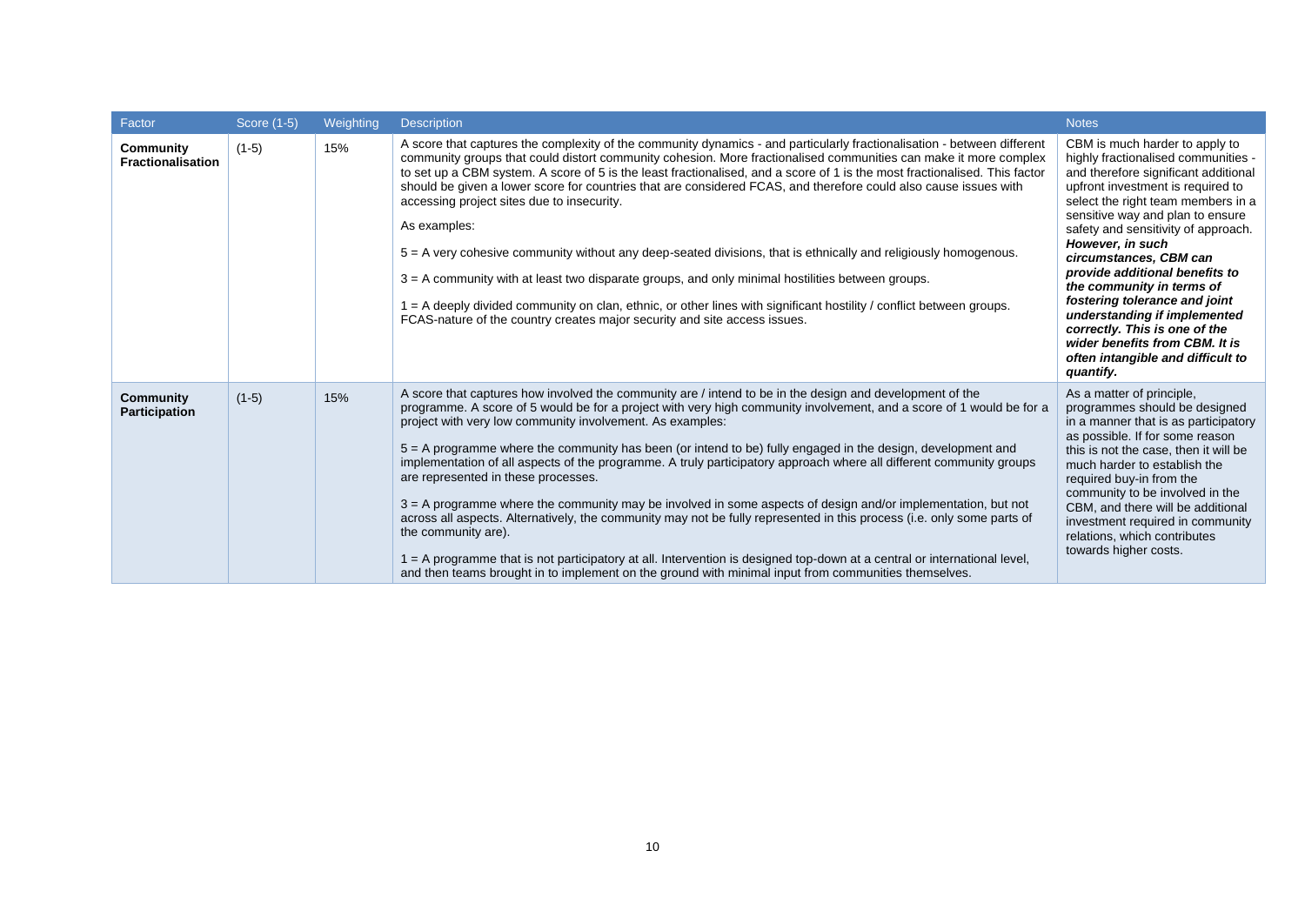| Factor | Score (1-5) | Weighting | Description | Notes |
|---|---|---|---|---|
| **Community Fractionalisation** | (1-5) | 15% | A score that captures the complexity of the community dynamics - and particularly fractionalisation - between different community groups that could distort community cohesion. More fractionalised communities can make it more complex to set up a CBM system. A score of 5 is the least fractionalised, and a score of 1 is the most fractionalised. This factor should be given a lower score for countries that are considered FCAS, and therefore could also cause issues with accessing project sites due to insecurity.<br><br>As examples:<br><br>5 = A very cohesive community without any deep-seated divisions, that is ethnically and religiously homogenous.<br><br>3 = A community with at least two disparate groups, and only minimal hostilities between groups.<br><br>1 = A deeply divided community on clan, ethnic, or other lines with significant hostility / conflict between groups. FCAS-nature of the country creates major security and site access issues. | CBM is much harder to apply to highly fractionalised communities - and therefore significant additional upfront investment is required to select the right team members in a sensitive way and plan to ensure safety and sensitivity of approach. ***However, in such circumstances, CBM can provide additional benefits to the community in terms of fostering tolerance and joint understanding if implemented correctly. This is one of the wider benefits from CBM. It is often intangible and difficult to quantify.*** |
| **Community Participation** | (1-5) | 15% | A score that captures how involved the community are / intend to be in the design and development of the programme. A score of 5 would be for a project with very high community involvement, and a score of 1 would be for a project with very low community involvement. As examples:<br><br>5 = A programme where the community has been (or intend to be) fully engaged in the design, development and implementation of all aspects of the programme. A truly participatory approach where all different community groups are represented in these processes.<br><br>3 = A programme where the community may be involved in some aspects of design and/or implementation, but not across all aspects. Alternatively, the community may not be fully represented in this process (i.e. only some parts of the community are).<br><br>1 = A programme that is not participatory at all. Intervention is designed top-down at a central or international level, and then teams brought in to implement on the ground with minimal input from communities themselves. | As a matter of principle, programmes should be designed in a manner that is as participatory as possible. If for some reason this is not the case, then it will be much harder to establish the required buy-in from the community to be involved in the CBM, and there will be additional investment required in community relations, which contributes towards higher costs. |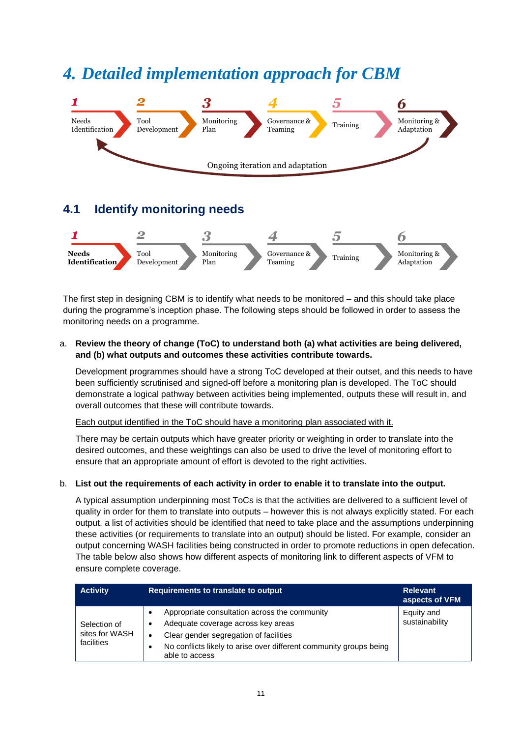# 4. Detailed implementation approach for CBM

1 Needs Identification → 2 Tool Development → 3 Monitoring Plan → 4 Governance & Teaming → 5 Training → 6 Monitoring & Adaptation

Ongoing iteration and adaptation

## 4.1 Identify monitoring needs

**1 Needs Identification** → 2 Tool Development → 3 Monitoring Plan → 4 Governance & Teaming → 5 Training → 6 Monitoring & Adaptation

The first step in designing CBM is to identify what needs to be monitored – and this should take place during the programme's inception phase. The following steps should be followed in order to assess the monitoring needs on a programme.

a. **Review the theory of change (ToC) to understand both (a) what activities are being delivered, and (b) what outputs and outcomes these activities contribute towards.**

   Development programmes should have a strong ToC developed at their outset, and this needs to have been sufficiently scrutinised and signed-off before a monitoring plan is developed. The ToC should demonstrate a logical pathway between activities being implemented, outputs these will result in, and overall outcomes that these will contribute towards.

   Each output identified in the ToC should have a monitoring plan associated with it.

   There may be certain outputs which have greater priority or weighting in order to translate into the desired outcomes, and these weightings can also be used to drive the level of monitoring effort to ensure that an appropriate amount of effort is devoted to the right activities.

b. **List out the requirements of each activity in order to enable it to translate into the output.**

   A typical assumption underpinning most ToCs is that the activities are delivered to a sufficient level of quality in order for them to translate into outputs – however this is not always explicitly stated. For each output, a list of activities should be identified that need to take place and the assumptions underpinning these activities (or requirements to translate into an output) should be listed. For example, consider an output concerning WASH facilities being constructed in order to promote reductions in open defecation. The table below also shows how different aspects of monitoring link to different aspects of VFM to ensure complete coverage.

| Activity | Requirements to translate to output | Relevant aspects of VFM |
|---|---|---|
| Selection of sites for WASH facilities | • Appropriate consultation across the community<br>• Adequate coverage across key areas<br>• Clear gender segregation of facilities<br>• No conflicts likely to arise over different community groups being able to access | Equity and sustainability |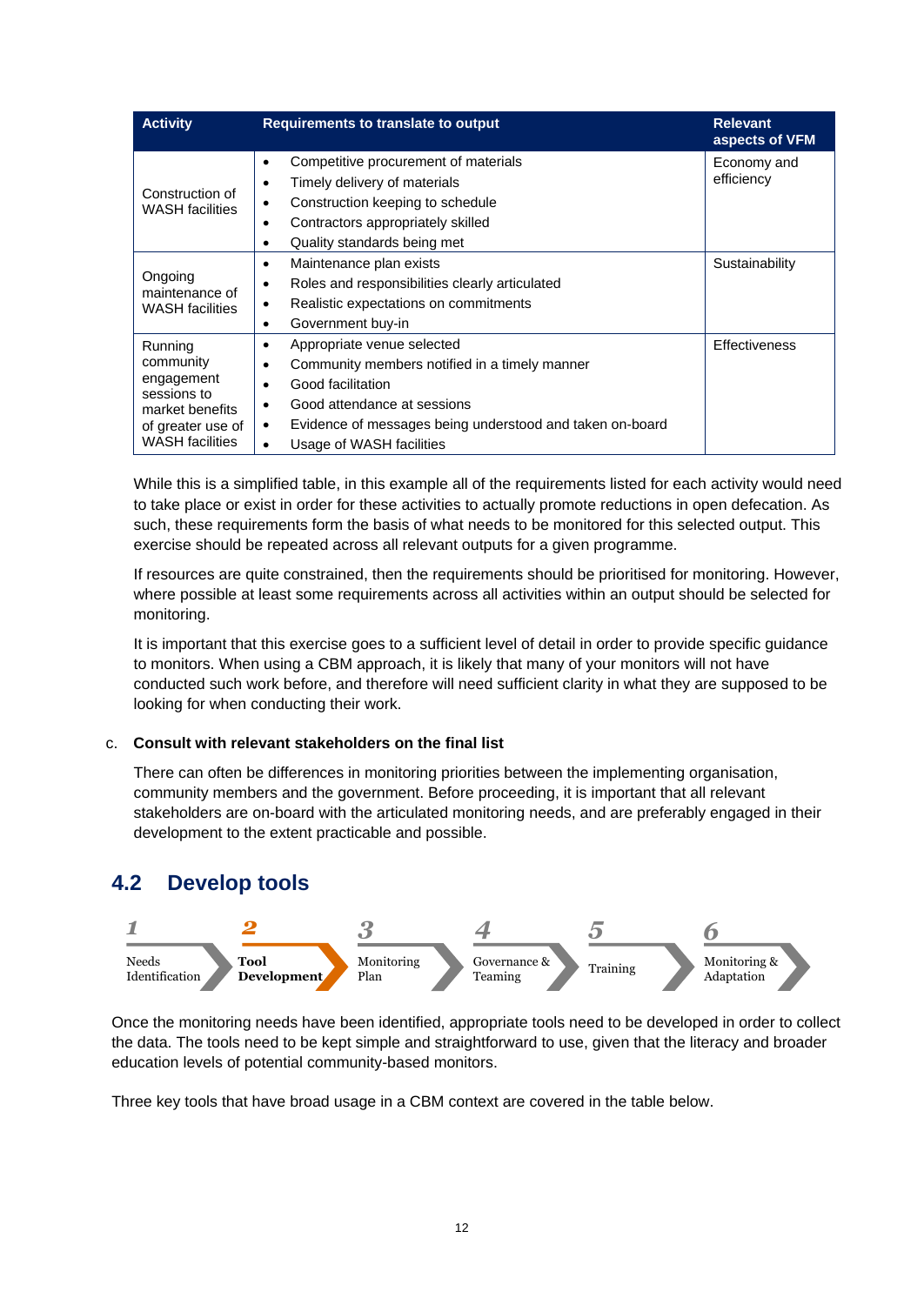| Activity | Requirements to translate to output | Relevant aspects of VFM |
|---|---|---|
| Construction of WASH facilities | • Competitive procurement of materials<br>• Timely delivery of materials<br>• Construction keeping to schedule<br>• Contractors appropriately skilled<br>• Quality standards being met | Economy and efficiency |
| Ongoing maintenance of WASH facilities | • Maintenance plan exists<br>• Roles and responsibilities clearly articulated<br>• Realistic expectations on commitments<br>• Government buy-in | Sustainability |
| Running community engagement sessions to market benefits of greater use of WASH facilities | • Appropriate venue selected<br>• Community members notified in a timely manner<br>• Good facilitation<br>• Good attendance at sessions<br>• Evidence of messages being understood and taken on-board<br>• Usage of WASH facilities | Effectiveness |

While this is a simplified table, in this example all of the requirements listed for each activity would need to take place or exist in order for these activities to actually promote reductions in open defecation. As such, these requirements form the basis of what needs to be monitored for this selected output. This exercise should be repeated across all relevant outputs for a given programme.

If resources are quite constrained, then the requirements should be prioritised for monitoring. However, where possible at least some requirements across all activities within an output should be selected for monitoring.

It is important that this exercise goes to a sufficient level of detail in order to provide specific guidance to monitors. When using a CBM approach, it is likely that many of your monitors will not have conducted such work before, and therefore will need sufficient clarity in what they are supposed to be looking for when conducting their work.

c. **Consult with relevant stakeholders on the final list**

There can often be differences in monitoring priorities between the implementing organisation, community members and the government. Before proceeding, it is important that all relevant stakeholders are on-board with the articulated monitoring needs, and are preferably engaged in their development to the extent practicable and possible.

## 4.2 Develop tools

1 Needs Identification → **2 Tool Development** → 3 Monitoring Plan → 4 Governance & Teaming → 5 Training → 6 Monitoring & Adaptation

Once the monitoring needs have been identified, appropriate tools need to be developed in order to collect the data. The tools need to be kept simple and straightforward to use, given that the literacy and broader education levels of potential community-based monitors.

Three key tools that have broad usage in a CBM context are covered in the table below.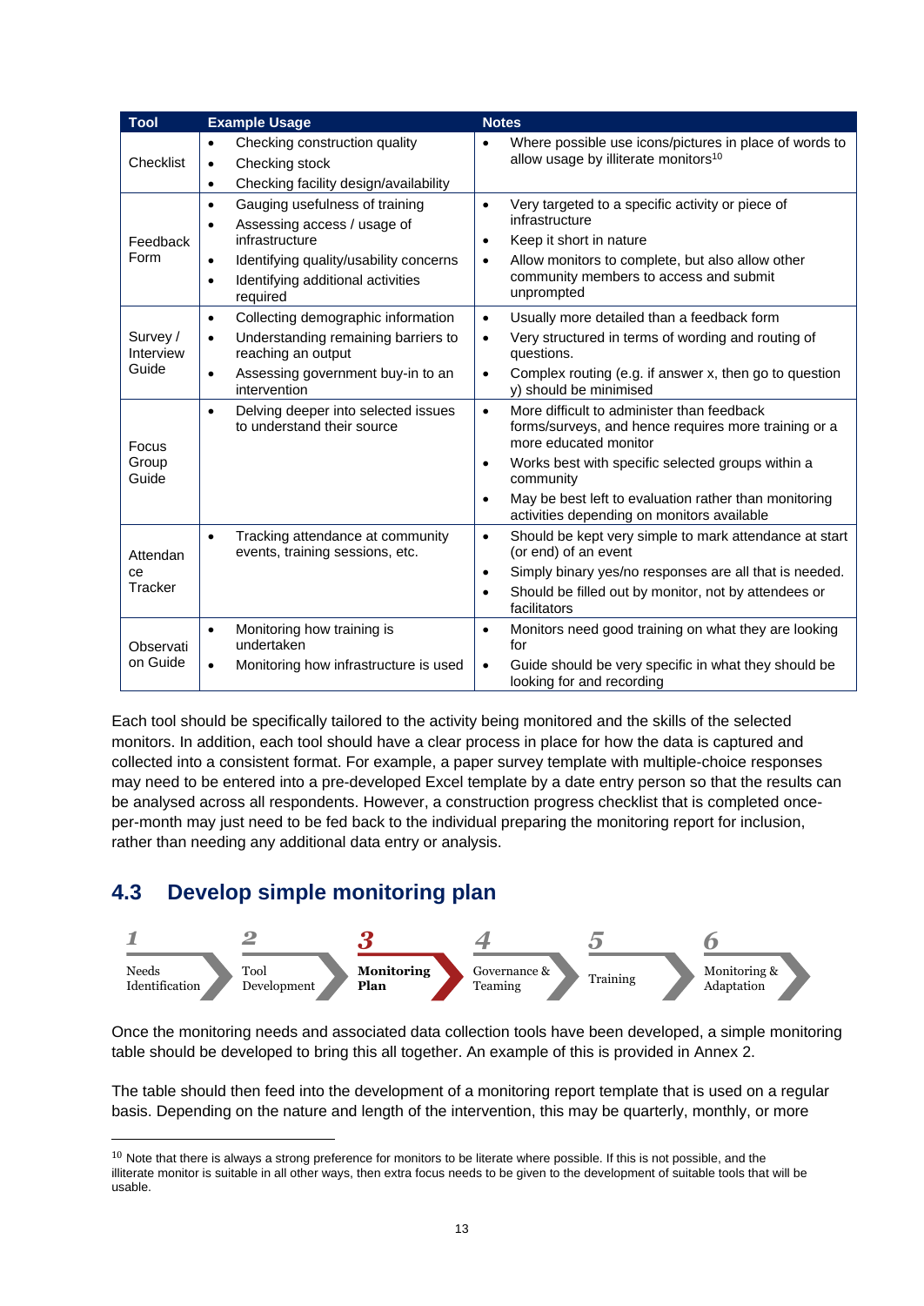| Tool | Example Usage | Notes |
|---|---|---|
| Checklist | • Checking construction quality<br>• Checking stock<br>• Checking facility design/availability | • Where possible use icons/pictures in place of words to allow usage by illiterate monitors[10] |
| Feedback Form | • Gauging usefulness of training<br>• Assessing access / usage of infrastructure<br>• Identifying quality/usability concerns<br>• Identifying additional activities required | • Very targeted to a specific activity or piece of infrastructure<br>• Keep it short in nature<br>• Allow monitors to complete, but also allow other community members to access and submit unprompted |
| Survey / Interview Guide | • Collecting demographic information<br>• Understanding remaining barriers to reaching an output<br>• Assessing government buy-in to an intervention | • Usually more detailed than a feedback form<br>• Very structured in terms of wording and routing of questions.<br>• Complex routing (e.g. if answer x, then go to question y) should be minimised |
| Focus Group Guide | • Delving deeper into selected issues to understand their source | • More difficult to administer than feedback forms/surveys, and hence requires more training or a more educated monitor<br>• Works best with specific selected groups within a community<br>• May be best left to evaluation rather than monitoring activities depending on monitors available |
| Attendance Tracker | • Tracking attendance at community events, training sessions, etc. | • Should be kept very simple to mark attendance at start (or end) of an event<br>• Simply binary yes/no responses are all that is needed.<br>• Should be filled out by monitor, not by attendees or facilitators |
| Observation Guide | • Monitoring how training is undertaken<br>• Monitoring how infrastructure is used | • Monitors need good training on what they are looking for<br>• Guide should be very specific in what they should be looking for and recording |

Each tool should be specifically tailored to the activity being monitored and the skills of the selected monitors. In addition, each tool should have a clear process in place for how the data is captured and collected into a consistent format. For example, a paper survey template with multiple-choice responses may need to be entered into a pre-developed Excel template by a date entry person so that the results can be analysed across all respondents. However, a construction progress checklist that is completed once-per-month may just need to be fed back to the individual preparing the monitoring report for inclusion, rather than needing any additional data entry or analysis.

## 4.3 Develop simple monitoring plan

1 Needs Identification → 2 Tool Development → **3 Monitoring Plan** → 4 Governance & Teaming → 5 Training → 6 Monitoring & Adaptation

Once the monitoring needs and associated data collection tools have been developed, a simple monitoring table should be developed to bring this all together. An example of this is provided in Annex 2.

The table should then feed into the development of a monitoring report template that is used on a regular basis. Depending on the nature and length of the intervention, this may be quarterly, monthly, or more

[10] Note that there is always a strong preference for monitors to be literate where possible. If this is not possible, and the illiterate monitor is suitable in all other ways, then extra focus needs to be given to the development of suitable tools that will be usable.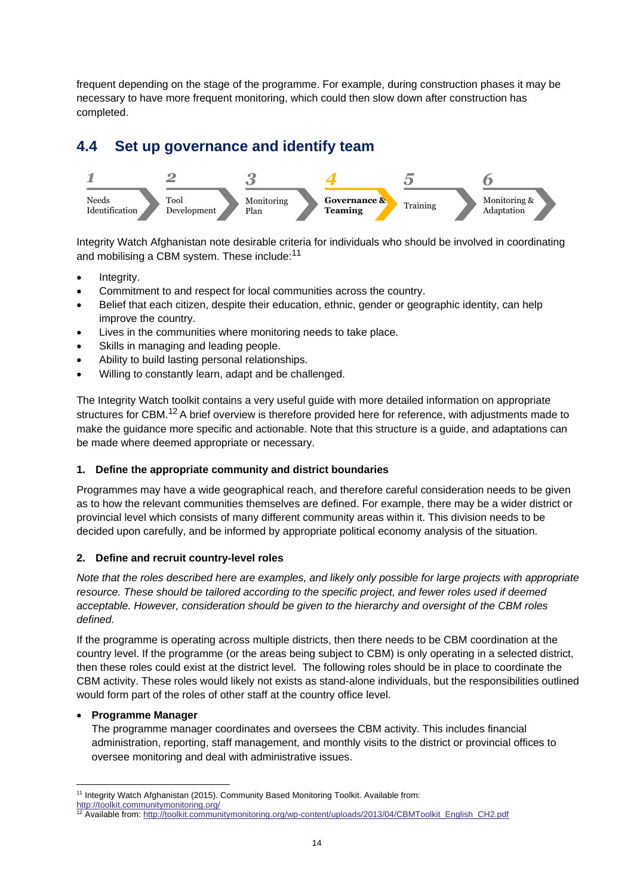frequent depending on the stage of the programme. For example, during construction phases it may be necessary to have more frequent monitoring, which could then slow down after construction has completed.

## 4.4 Set up governance and identify team

1 Needs Identification → 2 Tool Development → 3 Monitoring Plan → **4 Governance & Teaming** → 5 Training → 6 Monitoring & Adaptation

Integrity Watch Afghanistan note desirable criteria for individuals who should be involved in coordinating and mobilising a CBM system. These include:[11]

- Integrity.
- Commitment to and respect for local communities across the country.
- Belief that each citizen, despite their education, ethnic, gender or geographic identity, can help improve the country.
- Lives in the communities where monitoring needs to take place.
- Skills in managing and leading people.
- Ability to build lasting personal relationships.
- Willing to constantly learn, adapt and be challenged.

The Integrity Watch toolkit contains a very useful guide with more detailed information on appropriate structures for CBM.[12] A brief overview is therefore provided here for reference, with adjustments made to make the guidance more specific and actionable. Note that this structure is a guide, and adaptations can be made where deemed appropriate or necessary.

**1. Define the appropriate community and district boundaries**

Programmes may have a wide geographical reach, and therefore careful consideration needs to be given as to how the relevant communities themselves are defined. For example, there may be a wider district or provincial level which consists of many different community areas within it. This division needs to be decided upon carefully, and be informed by appropriate political economy analysis of the situation.

**2. Define and recruit country-level roles**

*Note that the roles described here are examples, and likely only possible for large projects with appropriate resource. These should be tailored according to the specific project, and fewer roles used if deemed acceptable. However, consideration should be given to the hierarchy and oversight of the CBM roles defined.*

If the programme is operating across multiple districts, then there needs to be CBM coordination at the country level. If the programme (or the areas being subject to CBM) is only operating in a selected district, then these roles could exist at the district level. The following roles should be in place to coordinate the CBM activity. These roles would likely not exists as stand-alone individuals, but the responsibilities outlined would form part of the roles of other staff at the country office level.

- **Programme Manager**
  The programme manager coordinates and oversees the CBM activity. This includes financial administration, reporting, staff management, and monthly visits to the district or provincial offices to oversee monitoring and deal with administrative issues.

[11] Integrity Watch Afghanistan (2015). Community Based Monitoring Toolkit. Available from: http://toolkit.communitymonitoring.org/

[12] Available from: http://toolkit.communitymonitoring.org/wp-content/uploads/2013/04/CBMToolkit_English_CH2.pdf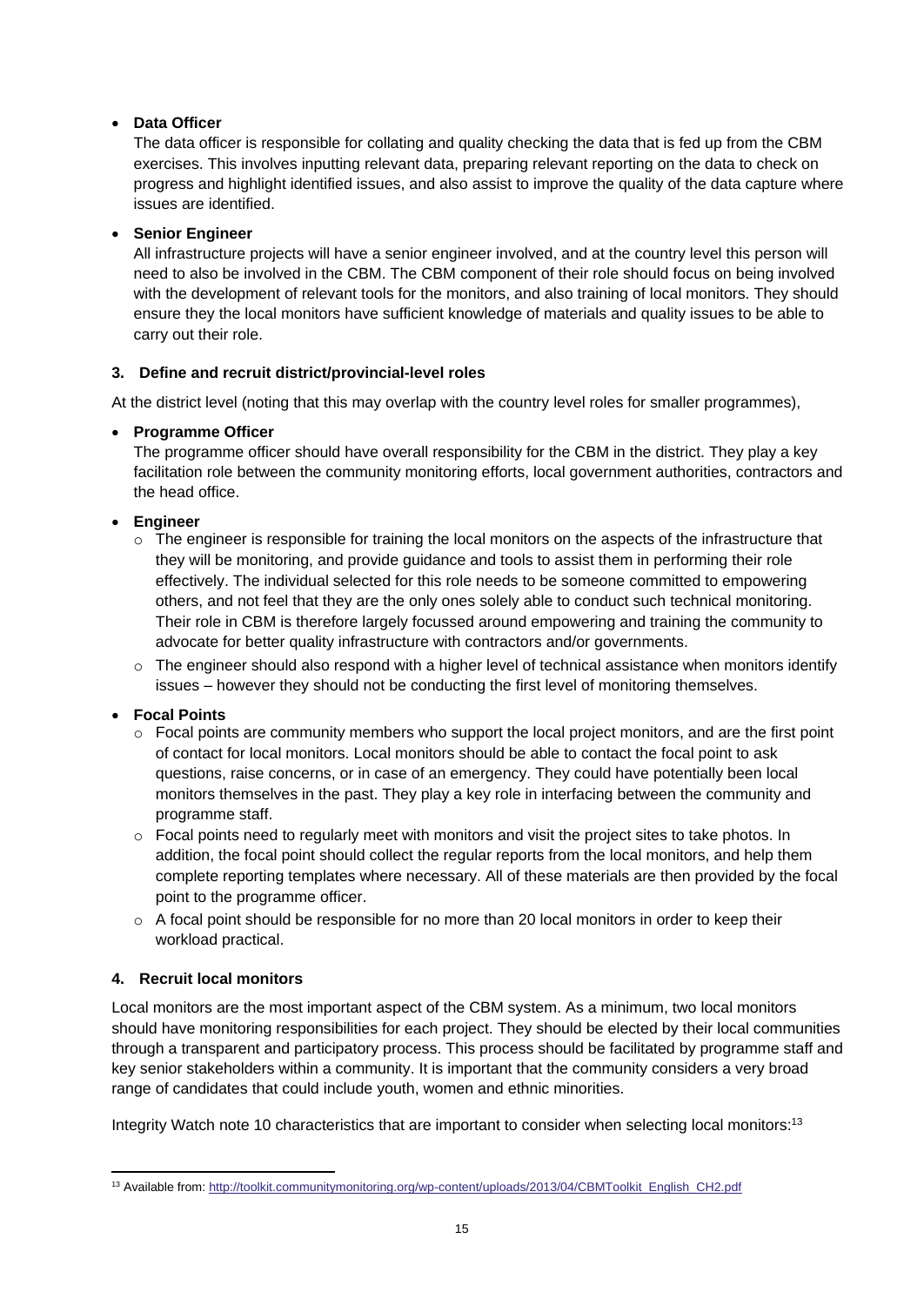- **Data Officer**
  The data officer is responsible for collating and quality checking the data that is fed up from the CBM exercises. This involves inputting relevant data, preparing relevant reporting on the data to check on progress and highlight identified issues, and also assist to improve the quality of the data capture where issues are identified.

- **Senior Engineer**
  All infrastructure projects will have a senior engineer involved, and at the country level this person will need to also be involved in the CBM. The CBM component of their role should focus on being involved with the development of relevant tools for the monitors, and also training of local monitors. They should ensure they the local monitors have sufficient knowledge of materials and quality issues to be able to carry out their role.

### 3. Define and recruit district/provincial-level roles

At the district level (noting that this may overlap with the country level roles for smaller programmes),

- **Programme Officer**
  The programme officer should have overall responsibility for the CBM in the district. They play a key facilitation role between the community monitoring efforts, local government authorities, contractors and the head office.

- **Engineer**
  - The engineer is responsible for training the local monitors on the aspects of the infrastructure that they will be monitoring, and provide guidance and tools to assist them in performing their role effectively. The individual selected for this role needs to be someone committed to empowering others, and not feel that they are the only ones solely able to conduct such technical monitoring. Their role in CBM is therefore largely focussed around empowering and training the community to advocate for better quality infrastructure with contractors and/or governments.
  - The engineer should also respond with a higher level of technical assistance when monitors identify issues – however they should not be conducting the first level of monitoring themselves.

- **Focal Points**
  - Focal points are community members who support the local project monitors, and are the first point of contact for local monitors. Local monitors should be able to contact the focal point to ask questions, raise concerns, or in case of an emergency. They could have potentially been local monitors themselves in the past. They play a key role in interfacing between the community and programme staff.
  - Focal points need to regularly meet with monitors and visit the project sites to take photos. In addition, the focal point should collect the regular reports from the local monitors, and help them complete reporting templates where necessary. All of these materials are then provided by the focal point to the programme officer.
  - A focal point should be responsible for no more than 20 local monitors in order to keep their workload practical.

### 4. Recruit local monitors

Local monitors are the most important aspect of the CBM system. As a minimum, two local monitors should have monitoring responsibilities for each project. They should be elected by their local communities through a transparent and participatory process. This process should be facilitated by programme staff and key senior stakeholders within a community. It is important that the community considers a very broad range of candidates that could include youth, women and ethnic minorities.

Integrity Watch note 10 characteristics that are important to consider when selecting local monitors:[13]

[13] Available from: http://toolkit.communitymonitoring.org/wp-content/uploads/2013/04/CBMToolkit_English_CH2.pdf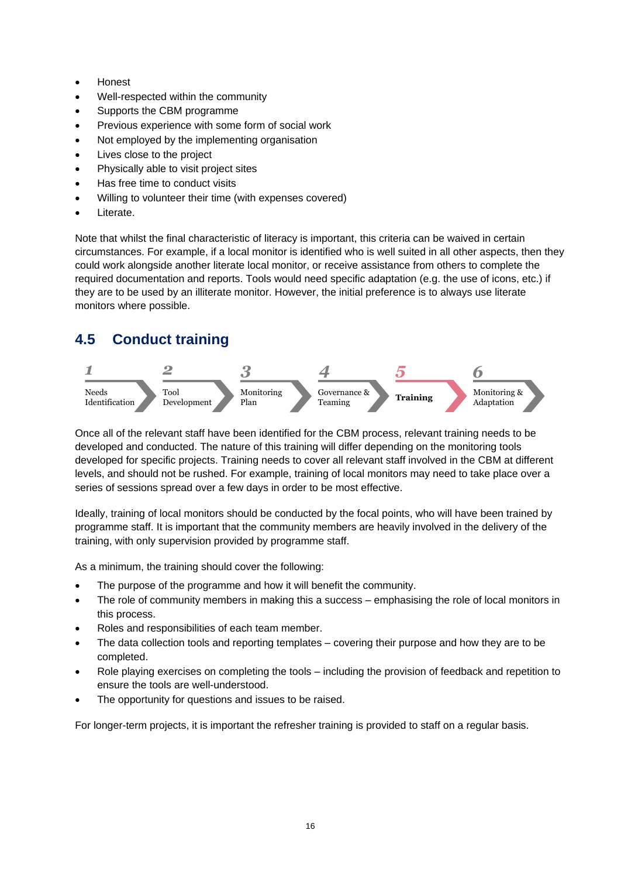- Honest
- Well-respected within the community
- Supports the CBM programme
- Previous experience with some form of social work
- Not employed by the implementing organisation
- Lives close to the project
- Physically able to visit project sites
- Has free time to conduct visits
- Willing to volunteer their time (with expenses covered)
- Literate.

Note that whilst the final characteristic of literacy is important, this criteria can be waived in certain circumstances. For example, if a local monitor is identified who is well suited in all other aspects, then they could work alongside another literate local monitor, or receive assistance from others to complete the required documentation and reports. Tools would need specific adaptation (e.g. the use of icons, etc.) if they are to be used by an illiterate monitor. However, the initial preference is to always use literate monitors where possible.

## 4.5 Conduct training

1 Needs Identification → 2 Tool Development → 3 Monitoring Plan → 4 Governance & Teaming → **5 Training** → 6 Monitoring & Adaptation

Once all of the relevant staff have been identified for the CBM process, relevant training needs to be developed and conducted. The nature of this training will differ depending on the monitoring tools developed for specific projects. Training needs to cover all relevant staff involved in the CBM at different levels, and should not be rushed. For example, training of local monitors may need to take place over a series of sessions spread over a few days in order to be most effective.

Ideally, training of local monitors should be conducted by the focal points, who will have been trained by programme staff. It is important that the community members are heavily involved in the delivery of the training, with only supervision provided by programme staff.

As a minimum, the training should cover the following:

- The purpose of the programme and how it will benefit the community.
- The role of community members in making this a success – emphasising the role of local monitors in this process.
- Roles and responsibilities of each team member.
- The data collection tools and reporting templates – covering their purpose and how they are to be completed.
- Role playing exercises on completing the tools – including the provision of feedback and repetition to ensure the tools are well-understood.
- The opportunity for questions and issues to be raised.

For longer-term projects, it is important the refresher training is provided to staff on a regular basis.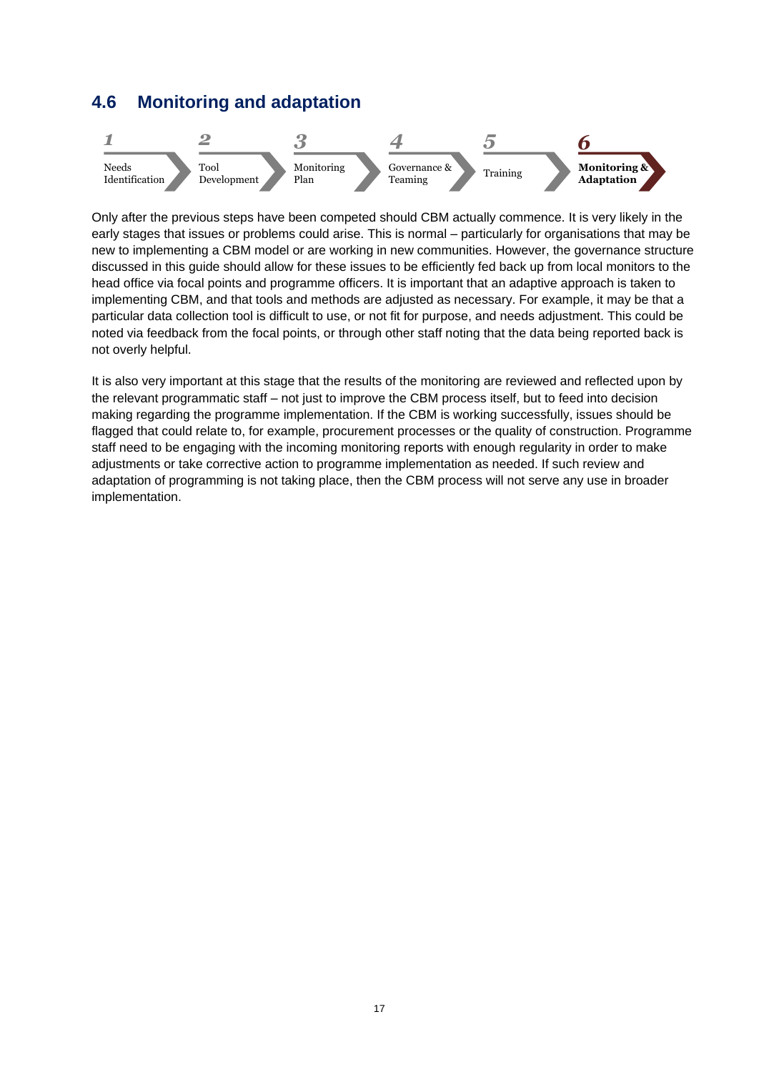## 4.6 Monitoring and adaptation

1 Needs Identification → 2 Tool Development → 3 Monitoring Plan → 4 Governance & Teaming → 5 Training → **6 Monitoring & Adaptation**

Only after the previous steps have been competed should CBM actually commence. It is very likely in the early stages that issues or problems could arise. This is normal – particularly for organisations that may be new to implementing a CBM model or are working in new communities. However, the governance structure discussed in this guide should allow for these issues to be efficiently fed back up from local monitors to the head office via focal points and programme officers. It is important that an adaptive approach is taken to implementing CBM, and that tools and methods are adjusted as necessary. For example, it may be that a particular data collection tool is difficult to use, or not fit for purpose, and needs adjustment. This could be noted via feedback from the focal points, or through other staff noting that the data being reported back is not overly helpful.

It is also very important at this stage that the results of the monitoring are reviewed and reflected upon by the relevant programmatic staff – not just to improve the CBM process itself, but to feed into decision making regarding the programme implementation. If the CBM is working successfully, issues should be flagged that could relate to, for example, procurement processes or the quality of construction. Programme staff need to be engaging with the incoming monitoring reports with enough regularity in order to make adjustments or take corrective action to programme implementation as needed. If such review and adaptation of programming is not taking place, then the CBM process will not serve any use in broader implementation.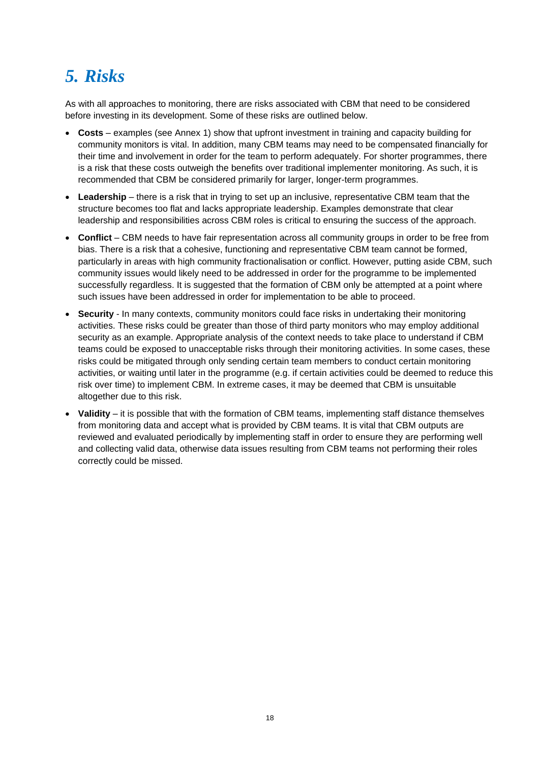# *5. Risks*

As with all approaches to monitoring, there are risks associated with CBM that need to be considered before investing in its development. Some of these risks are outlined below.

- **Costs** – examples (see Annex 1) show that upfront investment in training and capacity building for community monitors is vital. In addition, many CBM teams may need to be compensated financially for their time and involvement in order for the team to perform adequately. For shorter programmes, there is a risk that these costs outweigh the benefits over traditional implementer monitoring. As such, it is recommended that CBM be considered primarily for larger, longer-term programmes.
- **Leadership** – there is a risk that in trying to set up an inclusive, representative CBM team that the structure becomes too flat and lacks appropriate leadership. Examples demonstrate that clear leadership and responsibilities across CBM roles is critical to ensuring the success of the approach.
- **Conflict** – CBM needs to have fair representation across all community groups in order to be free from bias. There is a risk that a cohesive, functioning and representative CBM team cannot be formed, particularly in areas with high community fractionalisation or conflict. However, putting aside CBM, such community issues would likely need to be addressed in order for the programme to be implemented successfully regardless. It is suggested that the formation of CBM only be attempted at a point where such issues have been addressed in order for implementation to be able to proceed.
- **Security** - In many contexts, community monitors could face risks in undertaking their monitoring activities. These risks could be greater than those of third party monitors who may employ additional security as an example. Appropriate analysis of the context needs to take place to understand if CBM teams could be exposed to unacceptable risks through their monitoring activities. In some cases, these risks could be mitigated through only sending certain team members to conduct certain monitoring activities, or waiting until later in the programme (e.g. if certain activities could be deemed to reduce this risk over time) to implement CBM. In extreme cases, it may be deemed that CBM is unsuitable altogether due to this risk.
- **Validity** – it is possible that with the formation of CBM teams, implementing staff distance themselves from monitoring data and accept what is provided by CBM teams. It is vital that CBM outputs are reviewed and evaluated periodically by implementing staff in order to ensure they are performing well and collecting valid data, otherwise data issues resulting from CBM teams not performing their roles correctly could be missed.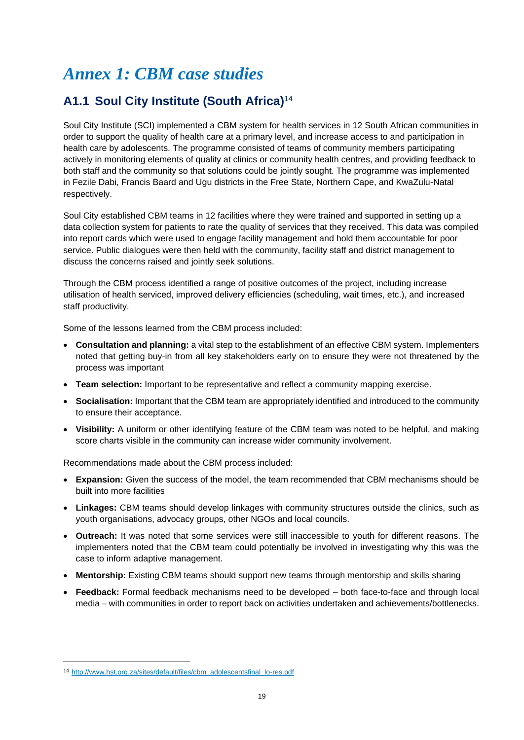# *Annex 1: CBM case studies*

## A1.1 Soul City Institute (South Africa)[14]

Soul City Institute (SCI) implemented a CBM system for health services in 12 South African communities in order to support the quality of health care at a primary level, and increase access to and participation in health care by adolescents. The programme consisted of teams of community members participating actively in monitoring elements of quality at clinics or community health centres, and providing feedback to both staff and the community so that solutions could be jointly sought. The programme was implemented in Fezile Dabi, Francis Baard and Ugu districts in the Free State, Northern Cape, and KwaZulu-Natal respectively.

Soul City established CBM teams in 12 facilities where they were trained and supported in setting up a data collection system for patients to rate the quality of services that they received. This data was compiled into report cards which were used to engage facility management and hold them accountable for poor service. Public dialogues were then held with the community, facility staff and district management to discuss the concerns raised and jointly seek solutions.

Through the CBM process identified a range of positive outcomes of the project, including increase utilisation of health serviced, improved delivery efficiencies (scheduling, wait times, etc.), and increased staff productivity.

Some of the lessons learned from the CBM process included:

- **Consultation and planning:** a vital step to the establishment of an effective CBM system. Implementers noted that getting buy-in from all key stakeholders early on to ensure they were not threatened by the process was important
- **Team selection:** Important to be representative and reflect a community mapping exercise.
- **Socialisation:** Important that the CBM team are appropriately identified and introduced to the community to ensure their acceptance.
- **Visibility:** A uniform or other identifying feature of the CBM team was noted to be helpful, and making score charts visible in the community can increase wider community involvement.

Recommendations made about the CBM process included:

- **Expansion:** Given the success of the model, the team recommended that CBM mechanisms should be built into more facilities
- **Linkages:** CBM teams should develop linkages with community structures outside the clinics, such as youth organisations, advocacy groups, other NGOs and local councils.
- **Outreach:** It was noted that some services were still inaccessible to youth for different reasons. The implementers noted that the CBM team could potentially be involved in investigating why this was the case to inform adaptive management.
- **Mentorship:** Existing CBM teams should support new teams through mentorship and skills sharing
- **Feedback:** Formal feedback mechanisms need to be developed – both face-to-face and through local media – with communities in order to report back on activities undertaken and achievements/bottlenecks.

---

[14] http://www.hst.org.za/sites/default/files/cbm_adolescentsfinal_lo-res.pdf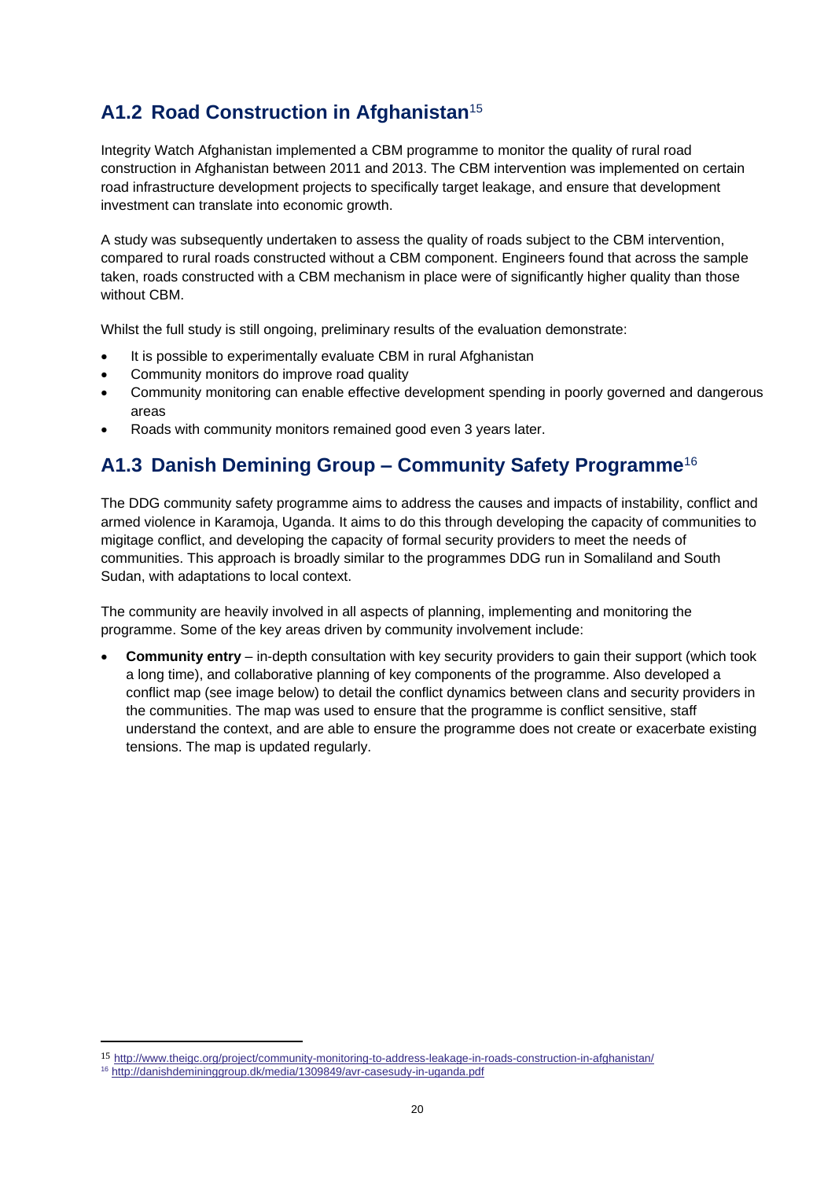## A1.2 Road Construction in Afghanistan[15]

Integrity Watch Afghanistan implemented a CBM programme to monitor the quality of rural road construction in Afghanistan between 2011 and 2013. The CBM intervention was implemented on certain road infrastructure development projects to specifically target leakage, and ensure that development investment can translate into economic growth.

A study was subsequently undertaken to assess the quality of roads subject to the CBM intervention, compared to rural roads constructed without a CBM component. Engineers found that across the sample taken, roads constructed with a CBM mechanism in place were of significantly higher quality than those without CBM.

Whilst the full study is still ongoing, preliminary results of the evaluation demonstrate:

- It is possible to experimentally evaluate CBM in rural Afghanistan
- Community monitors do improve road quality
- Community monitoring can enable effective development spending in poorly governed and dangerous areas
- Roads with community monitors remained good even 3 years later.

## A1.3 Danish Demining Group – Community Safety Programme[16]

The DDG community safety programme aims to address the causes and impacts of instability, conflict and armed violence in Karamoja, Uganda. It aims to do this through developing the capacity of communities to migitage conflict, and developing the capacity of formal security providers to meet the needs of communities. This approach is broadly similar to the programmes DDG run in Somaliland and South Sudan, with adaptations to local context.

The community are heavily involved in all aspects of planning, implementing and monitoring the programme. Some of the key areas driven by community involvement include:

- **Community entry** – in-depth consultation with key security providers to gain their support (which took a long time), and collaborative planning of key components of the programme. Also developed a conflict map (see image below) to detail the conflict dynamics between clans and security providers in the communities. The map was used to ensure that the programme is conflict sensitive, staff understand the context, and are able to ensure the programme does not create or exacerbate existing tensions. The map is updated regularly.

---

[15] http://www.theigc.org/project/community-monitoring-to-address-leakage-in-roads-construction-in-afghanistan/

[16] http://danishdemininggroup.dk/media/1309849/avr-casesudy-in-uganda.pdf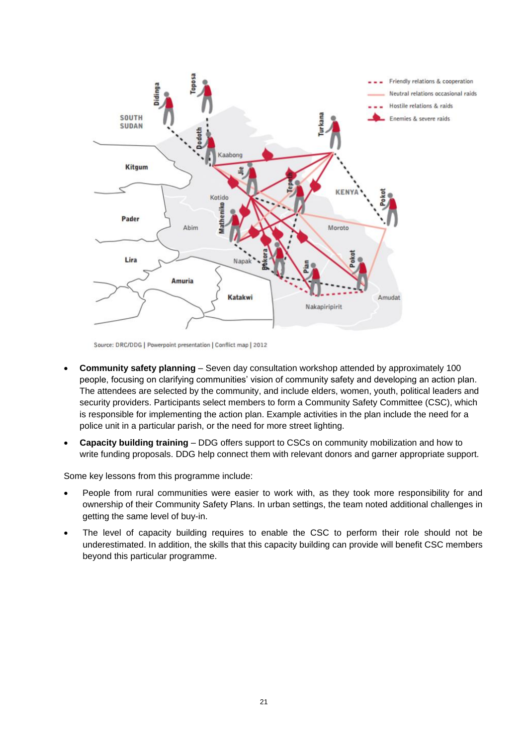Source: DRC/DDG | Powerpoint presentation | Conflict map | 2012

- **Community safety planning** – Seven day consultation workshop attended by approximately 100 people, focusing on clarifying communities' vision of community safety and developing an action plan. The attendees are selected by the community, and include elders, women, youth, political leaders and security providers. Participants select members to form a Community Safety Committee (CSC), which is responsible for implementing the action plan. Example activities in the plan include the need for a police unit in a particular parish, or the need for more street lighting.
- **Capacity building training** – DDG offers support to CSCs on community mobilization and how to write funding proposals. DDG help connect them with relevant donors and garner appropriate support.

Some key lessons from this programme include:

- People from rural communities were easier to work with, as they took more responsibility for and ownership of their Community Safety Plans. In urban settings, the team noted additional challenges in getting the same level of buy-in.
- The level of capacity building requires to enable the CSC to perform their role should not be underestimated. In addition, the skills that this capacity building can provide will benefit CSC members beyond this particular programme.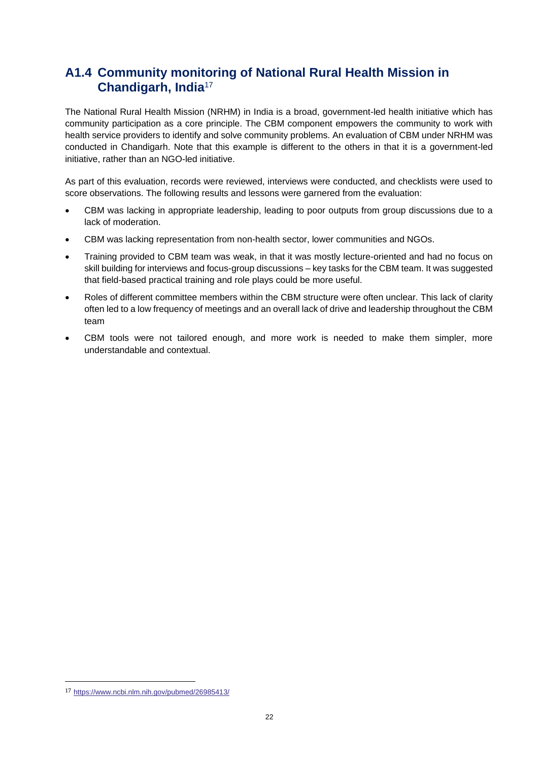## A1.4 Community monitoring of National Rural Health Mission in Chandigarh, India[17]

The National Rural Health Mission (NRHM) in India is a broad, government-led health initiative which has community participation as a core principle. The CBM component empowers the community to work with health service providers to identify and solve community problems. An evaluation of CBM under NRHM was conducted in Chandigarh. Note that this example is different to the others in that it is a government-led initiative, rather than an NGO-led initiative.

As part of this evaluation, records were reviewed, interviews were conducted, and checklists were used to score observations. The following results and lessons were garnered from the evaluation:

- CBM was lacking in appropriate leadership, leading to poor outputs from group discussions due to a lack of moderation.
- CBM was lacking representation from non-health sector, lower communities and NGOs.
- Training provided to CBM team was weak, in that it was mostly lecture-oriented and had no focus on skill building for interviews and focus-group discussions – key tasks for the CBM team. It was suggested that field-based practical training and role plays could be more useful.
- Roles of different committee members within the CBM structure were often unclear. This lack of clarity often led to a low frequency of meetings and an overall lack of drive and leadership throughout the CBM team
- CBM tools were not tailored enough, and more work is needed to make them simpler, more understandable and contextual.

[17] https://www.ncbi.nlm.nih.gov/pubmed/26985413/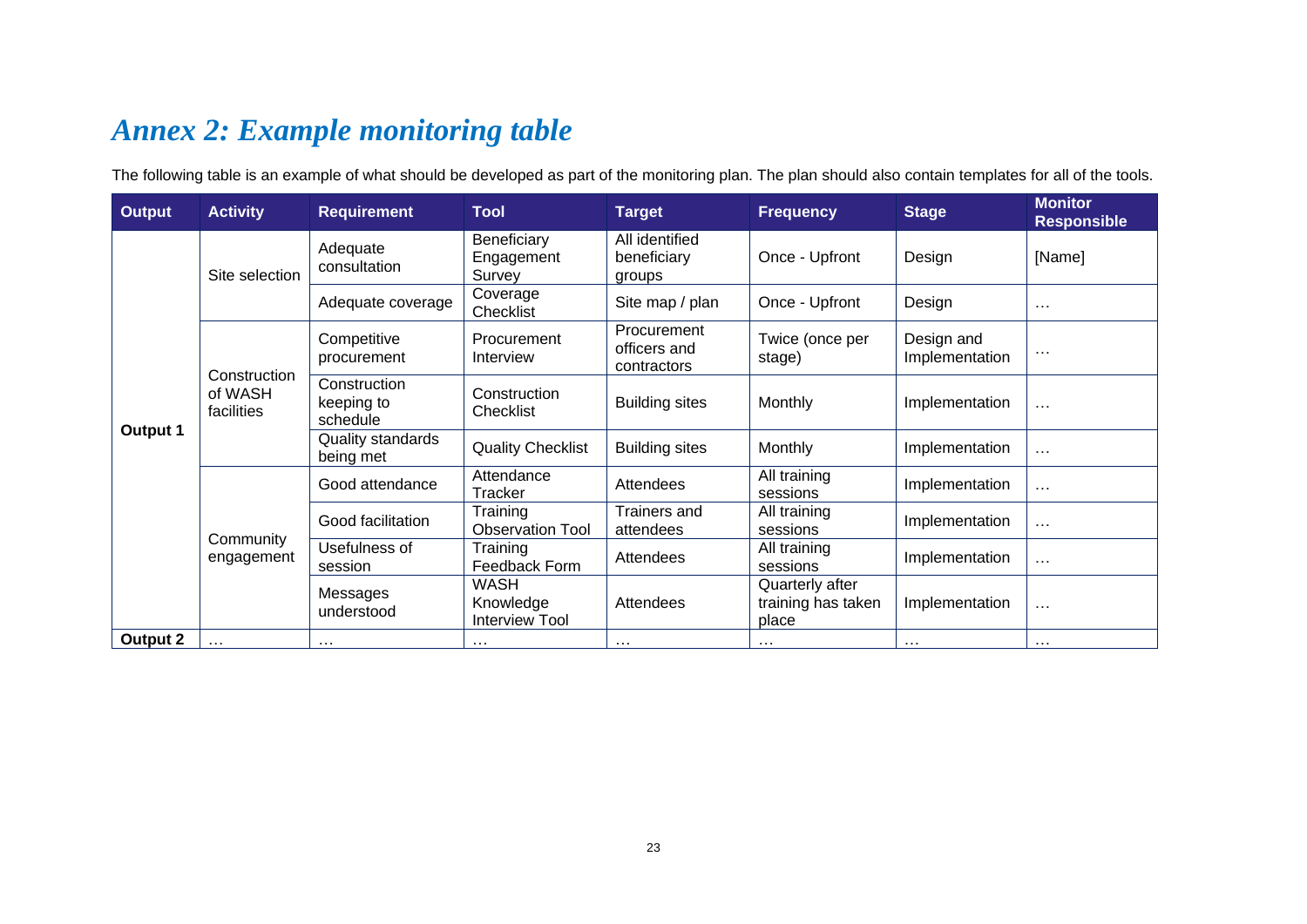# *Annex 2: Example monitoring table*

The following table is an example of what should be developed as part of the monitoring plan. The plan should also contain templates for all of the tools.

| Output | Activity | Requirement | Tool | Target | Frequency | Stage | Monitor Responsible |
|---|---|---|---|---|---|---|---|
| **Output 1** | Site selection | Adequate consultation | Beneficiary Engagement Survey | All identified beneficiary groups | Once - Upfront | Design | [Name] |
| | | Adequate coverage | Coverage Checklist | Site map / plan | Once - Upfront | Design | … |
| | Construction of WASH facilities | Competitive procurement | Procurement Interview | Procurement officers and contractors | Twice (once per stage) | Design and Implementation | … |
| | | Construction keeping to schedule | Construction Checklist | Building sites | Monthly | Implementation | … |
| | | Quality standards being met | Quality Checklist | Building sites | Monthly | Implementation | … |
| | Community engagement | Good attendance | Attendance Tracker | Attendees | All training sessions | Implementation | … |
| | | Good facilitation | Training Observation Tool | Trainers and attendees | All training sessions | Implementation | … |
| | | Usefulness of session | Training Feedback Form | Attendees | All training sessions | Implementation | … |
| | | Messages understood | WASH Knowledge Interview Tool | Attendees | Quarterly after training has taken place | Implementation | … |
| **Output 2** | … | … | … | … | … | … | … |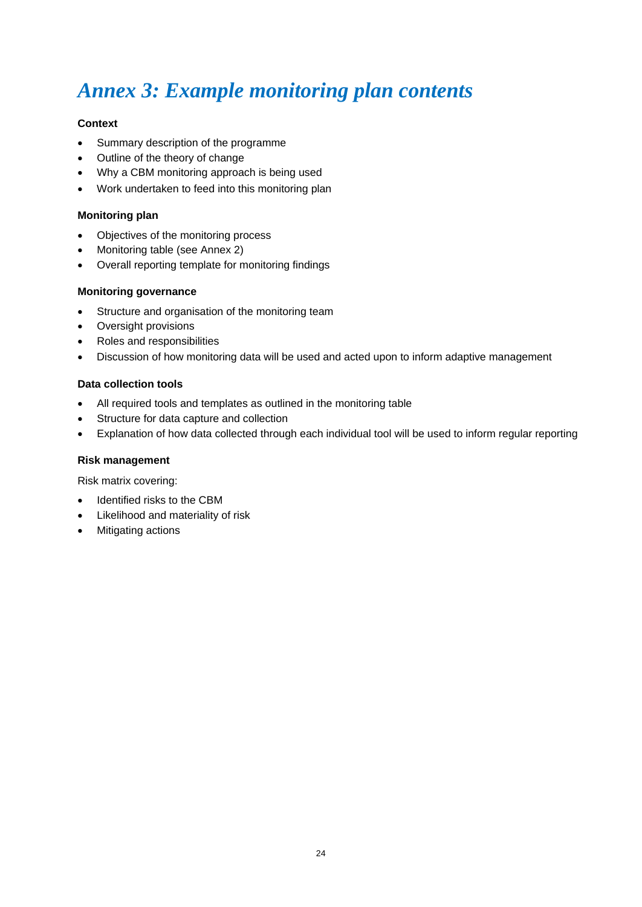# *Annex 3: Example monitoring plan contents*

**Context**

- Summary description of the programme
- Outline of the theory of change
- Why a CBM monitoring approach is being used
- Work undertaken to feed into this monitoring plan

**Monitoring plan**

- Objectives of the monitoring process
- Monitoring table (see Annex 2)
- Overall reporting template for monitoring findings

**Monitoring governance**

- Structure and organisation of the monitoring team
- Oversight provisions
- Roles and responsibilities
- Discussion of how monitoring data will be used and acted upon to inform adaptive management

**Data collection tools**

- All required tools and templates as outlined in the monitoring table
- Structure for data capture and collection
- Explanation of how data collected through each individual tool will be used to inform regular reporting

**Risk management**

Risk matrix covering:

- Identified risks to the CBM
- Likelihood and materiality of risk
- Mitigating actions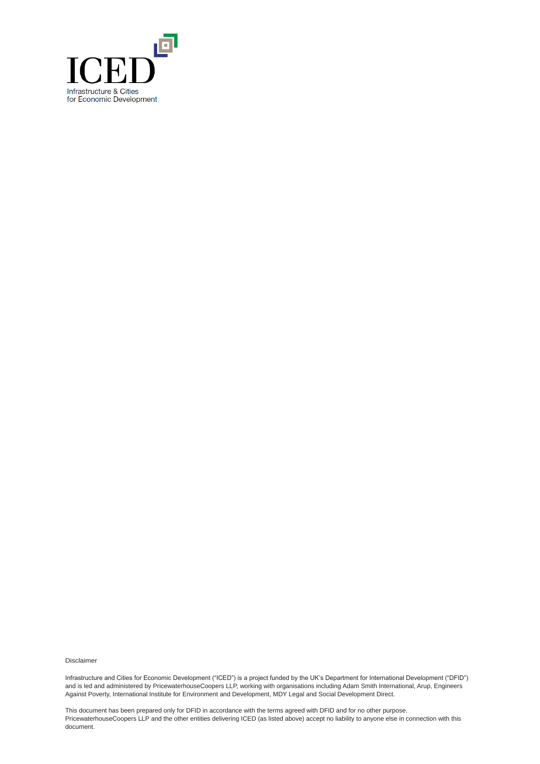ICED

Infrastructure & Cities
for Economic Development

Disclaimer

Infrastructure and Cities for Economic Development ("ICED") is a project funded by the UK's Department for International Development ("DFID") and is led and administered by PricewaterhouseCoopers LLP, working with organisations including Adam Smith International, Arup, Engineers Against Poverty, International Institute for Environment and Development, MDY Legal and Social Development Direct.

This document has been prepared only for DFID in accordance with the terms agreed with DFID and for no other purpose. PricewaterhouseCoopers LLP and the other entities delivering ICED (as listed above) accept no liability to anyone else in connection with this document.